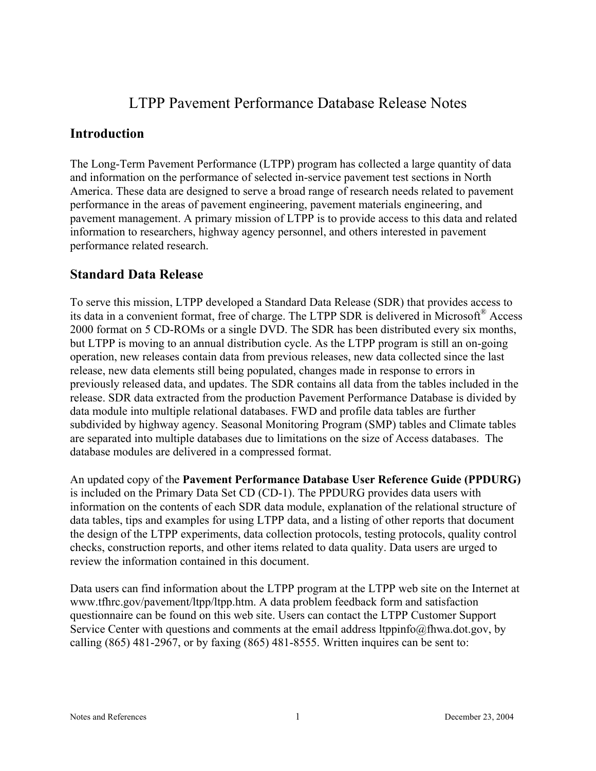# LTPP Pavement Performance Database Release Notes

## Introduction

The Long-Term Pavement Performance (LTPP) program has collected a large quantity of data and information on the performance of selected in-service pavement test sections in North America. These data are designed to serve a broad range of research needs related to pavement performance in the areas of pavement engineering, pavement materials engineering, and pavement management. A primary mission of LTPP is to provide access to this data and related information to researchers, highway agency personnel, and others interested in pavement performance related research.

## Standard Data Release

To serve this mission, LTPP developed a Standard Data Release (SDR) that provides access to its data in a convenient format, free of charge. The LTPP SDR is delivered in Microsoft® Access 2000 format on 5 CD-ROMs or a single DVD. The SDR has been distributed every six months, but LTPP is moving to an annual distribution cycle. As the LTPP program is still an on-going operation, new releases contain data from previous releases, new data collected since the last release, new data elements still being populated, changes made in response to errors in previously released data, and updates. The SDR contains all data from the tables included in the release. SDR data extracted from the production Pavement Performance Database is divided by data module into multiple relational databases. FWD and profile data tables are further subdivided by highway agency. Seasonal Monitoring Program (SMP) tables and Climate tables are separated into multiple databases due to limitations on the size of Access databases. The database modules are delivered in a compressed format.

An updated copy of the **Pavement Performance Database User Reference Guide (PPDURG)** is included on the Primary Data Set CD (CD-1). The PPDURG provides data users with information on the contents of each SDR data module, explanation of the relational structure of data tables, tips and examples for using LTPP data, and a listing of other reports that document the design of the LTPP experiments, data collection protocols, testing protocols, quality control checks, construction reports, and other items related to data quality. Data users are urged to review the information contained in this document.

Data users can find information about the LTPP program at the LTPP web site on the Internet at www.tfhrc.gov/pavement/ltpp/ltpp.htm. A data problem feedback form and satisfaction questionnaire can be found on this web site. Users can contact the LTPP Customer Support Service Center with questions and comments at the email address ltppinfo@fhwa.dot.gov, by calling (865) 481-2967, or by faxing (865) 481-8555. Written inquires can be sent to: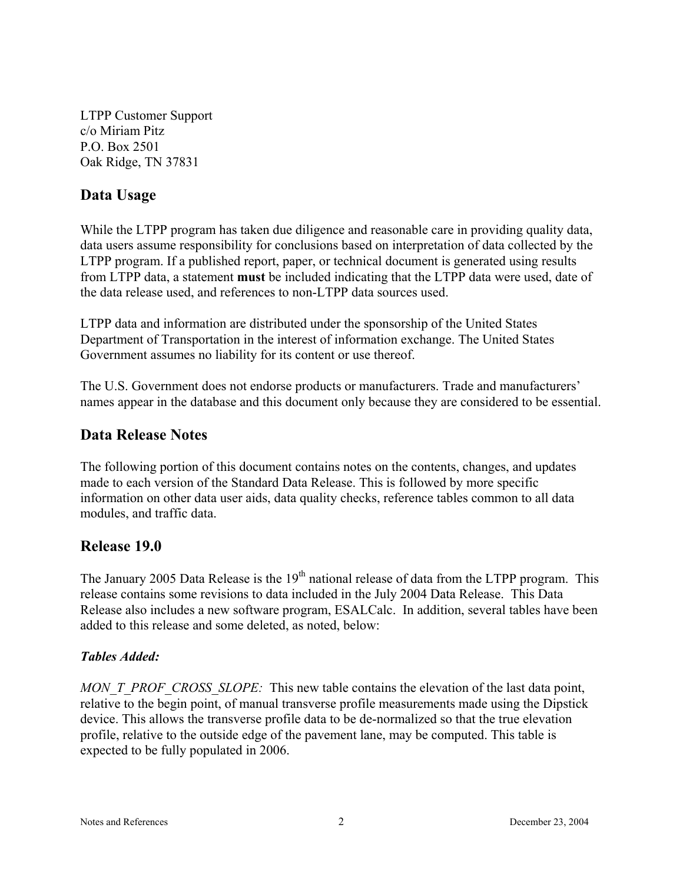LTPP Customer Support
c/o Miriam Pitz
P.O. Box 2501
Oak Ridge, TN 37831

## Data Usage

While the LTPP program has taken due diligence and reasonable care in providing quality data, data users assume responsibility for conclusions based on interpretation of data collected by the LTPP program. If a published report, paper, or technical document is generated using results from LTPP data, a statement **must** be included indicating that the LTPP data were used, date of the data release used, and references to non-LTPP data sources used.

LTPP data and information are distributed under the sponsorship of the United States Department of Transportation in the interest of information exchange. The United States Government assumes no liability for its content or use thereof.

The U.S. Government does not endorse products or manufacturers. Trade and manufacturers' names appear in the database and this document only because they are considered to be essential.

## Data Release Notes

The following portion of this document contains notes on the contents, changes, and updates made to each version of the Standard Data Release. This is followed by more specific information on other data user aids, data quality checks, reference tables common to all data modules, and traffic data.

## Release 19.0

The January 2005 Data Release is the 19th national release of data from the LTPP program. This release contains some revisions to data included in the July 2004 Data Release. This Data Release also includes a new software program, ESALCalc. In addition, several tables have been added to this release and some deleted, as noted, below:

### *Tables Added:*

*MON_T_PROF_CROSS_SLOPE:* This new table contains the elevation of the last data point, relative to the begin point, of manual transverse profile measurements made using the Dipstick device. This allows the transverse profile data to be de-normalized so that the true elevation profile, relative to the outside edge of the pavement lane, may be computed. This table is expected to be fully populated in 2006.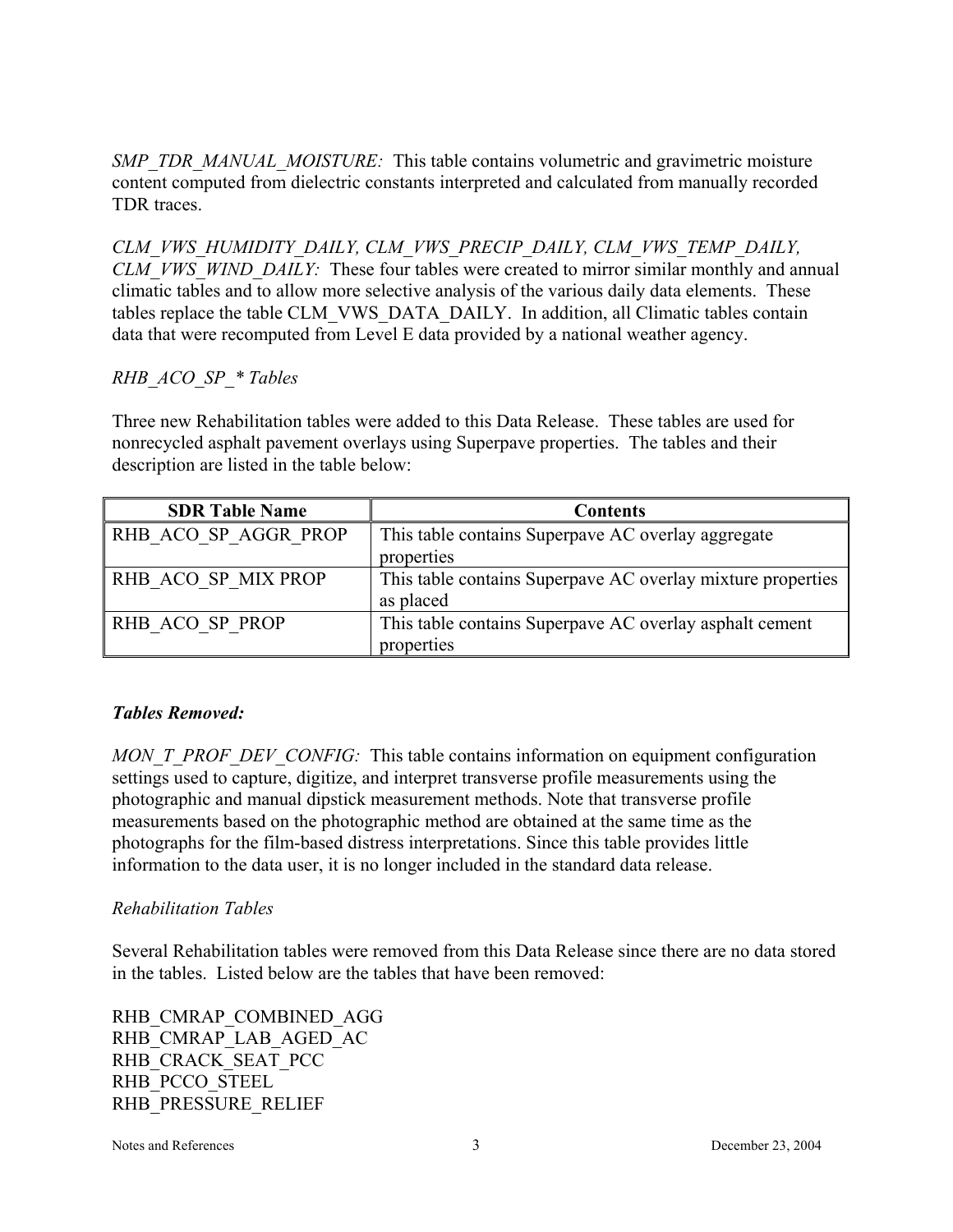*SMP_TDR_MANUAL_MOISTURE:* This table contains volumetric and gravimetric moisture content computed from dielectric constants interpreted and calculated from manually recorded TDR traces.

*CLM_VWS_HUMIDITY_DAILY, CLM_VWS_PRECIP_DAILY, CLM_VWS_TEMP_DAILY, CLM_VWS_WIND_DAILY:* These four tables were created to mirror similar monthly and annual climatic tables and to allow more selective analysis of the various daily data elements. These tables replace the table CLM_VWS_DATA_DAILY. In addition, all Climatic tables contain data that were recomputed from Level E data provided by a national weather agency.

*RHB_ACO_SP_* Tables*

Three new Rehabilitation tables were added to this Data Release. These tables are used for nonrecycled asphalt pavement overlays using Superpave properties. The tables and their description are listed in the table below:

| SDR Table Name | Contents |
|---|---|
| RHB_ACO_SP_AGGR_PROP | This table contains Superpave AC overlay aggregate properties |
| RHB_ACO_SP_MIX PROP | This table contains Superpave AC overlay mixture properties as placed |
| RHB_ACO_SP_PROP | This table contains Superpave AC overlay asphalt cement properties |

***Tables Removed:***

*MON_T_PROF_DEV_CONFIG:* This table contains information on equipment configuration settings used to capture, digitize, and interpret transverse profile measurements using the photographic and manual dipstick measurement methods. Note that transverse profile measurements based on the photographic method are obtained at the same time as the photographs for the film-based distress interpretations. Since this table provides little information to the data user, it is no longer included in the standard data release.

*Rehabilitation Tables*

Several Rehabilitation tables were removed from this Data Release since there are no data stored in the tables. Listed below are the tables that have been removed:

RHB_CMRAP_COMBINED_AGG
RHB_CMRAP_LAB_AGED_AC
RHB_CRACK_SEAT_PCC
RHB_PCCO_STEEL
RHB_PRESSURE_RELIEF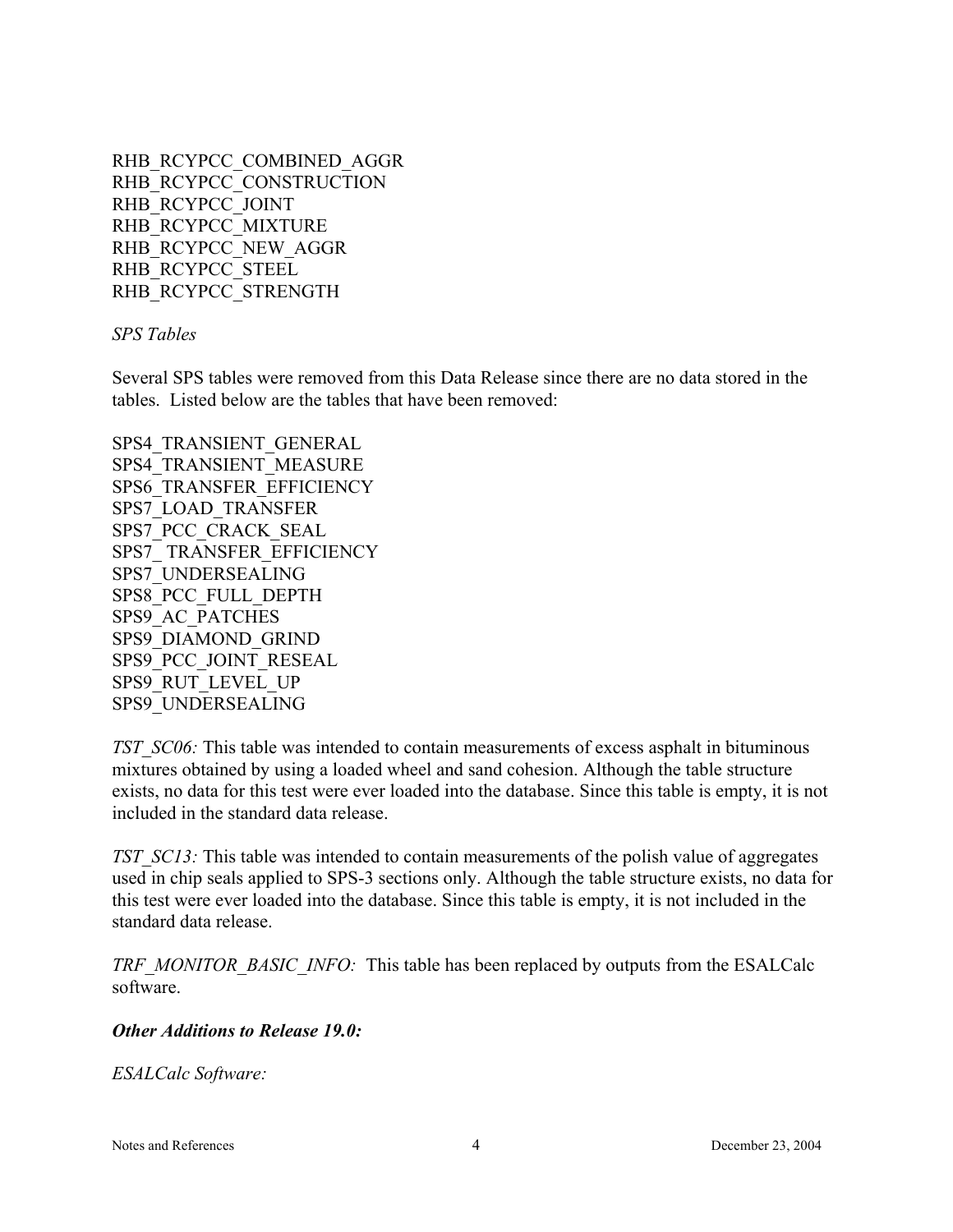RHB_RCYPCC_COMBINED_AGGR
RHB_RCYPCC_CONSTRUCTION
RHB_RCYPCC_JOINT
RHB_RCYPCC_MIXTURE
RHB_RCYPCC_NEW_AGGR
RHB_RCYPCC_STEEL
RHB_RCYPCC_STRENGTH

*SPS Tables*

Several SPS tables were removed from this Data Release since there are no data stored in the tables. Listed below are the tables that have been removed:

SPS4_TRANSIENT_GENERAL
SPS4_TRANSIENT_MEASURE
SPS6_TRANSFER_EFFICIENCY
SPS7_LOAD_TRANSFER
SPS7_PCC_CRACK_SEAL
SPS7_ TRANSFER_EFFICIENCY
SPS7_UNDERSEALING
SPS8_PCC_FULL_DEPTH
SPS9_AC_PATCHES
SPS9_DIAMOND_GRIND
SPS9_PCC_JOINT_RESEAL
SPS9_RUT_LEVEL_UP
SPS9_UNDERSEALING

*TST_SC06:* This table was intended to contain measurements of excess asphalt in bituminous mixtures obtained by using a loaded wheel and sand cohesion. Although the table structure exists, no data for this test were ever loaded into the database. Since this table is empty, it is not included in the standard data release.

*TST_SC13:* This table was intended to contain measurements of the polish value of aggregates used in chip seals applied to SPS-3 sections only. Although the table structure exists, no data for this test were ever loaded into the database. Since this table is empty, it is not included in the standard data release.

*TRF_MONITOR_BASIC_INFO:* This table has been replaced by outputs from the ESALCalc software.

***Other Additions to Release 19.0:***

*ESALCalc Software:*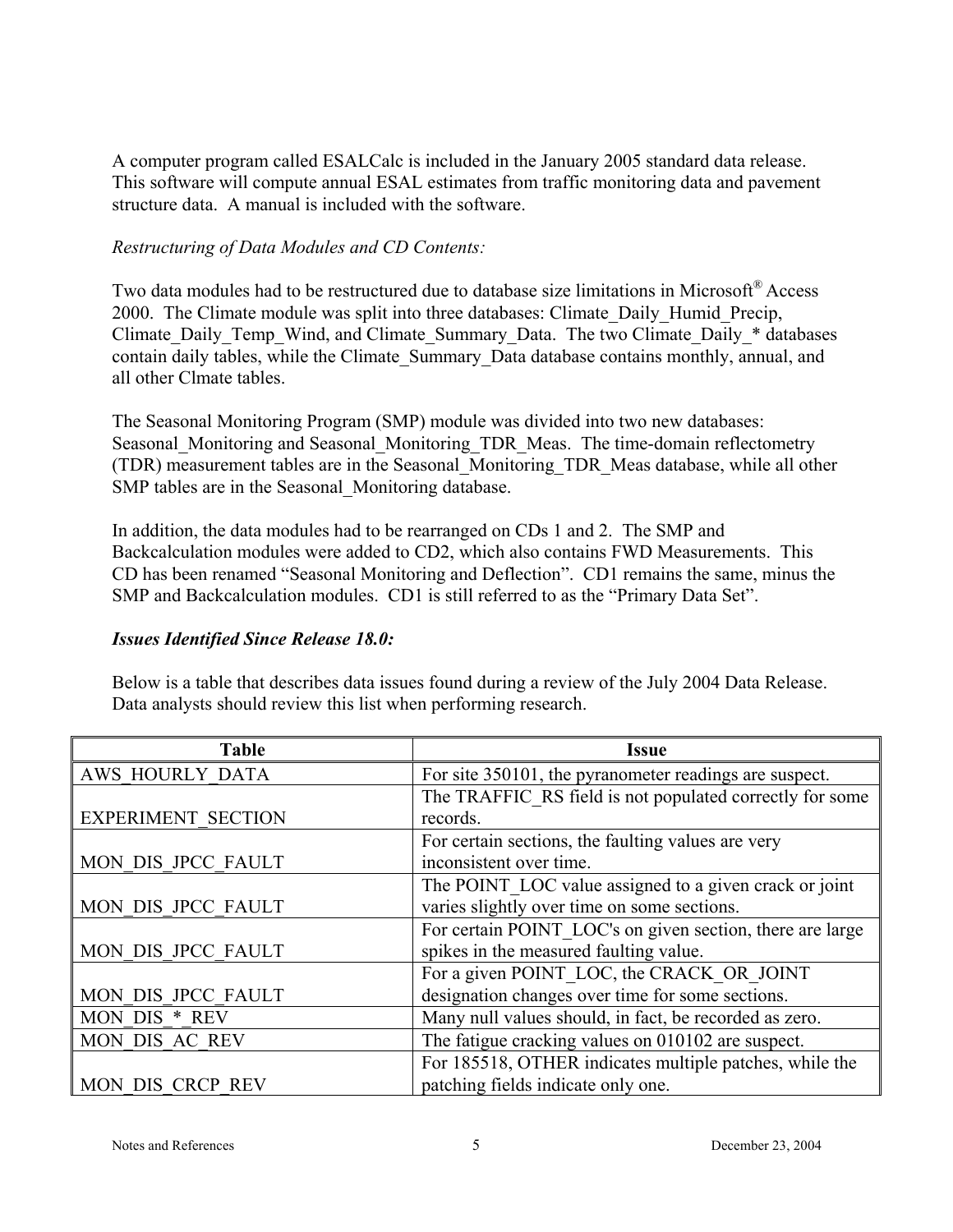A computer program called ESALCalc is included in the January 2005 standard data release. This software will compute annual ESAL estimates from traffic monitoring data and pavement structure data. A manual is included with the software.

*Restructuring of Data Modules and CD Contents:*

Two data modules had to be restructured due to database size limitations in Microsoft® Access 2000. The Climate module was split into three databases: Climate_Daily_Humid_Precip, Climate_Daily_Temp_Wind, and Climate_Summary_Data. The two Climate_Daily_* databases contain daily tables, while the Climate_Summary_Data database contains monthly, annual, and all other Clmate tables.

The Seasonal Monitoring Program (SMP) module was divided into two new databases: Seasonal_Monitoring and Seasonal_Monitoring_TDR_Meas. The time-domain reflectometry (TDR) measurement tables are in the Seasonal_Monitoring_TDR_Meas database, while all other SMP tables are in the Seasonal_Monitoring database.

In addition, the data modules had to be rearranged on CDs 1 and 2. The SMP and Backcalculation modules were added to CD2, which also contains FWD Measurements. This CD has been renamed "Seasonal Monitoring and Deflection". CD1 remains the same, minus the SMP and Backcalculation modules. CD1 is still referred to as the "Primary Data Set".

***Issues Identified Since Release 18.0:***

Below is a table that describes data issues found during a review of the July 2004 Data Release. Data analysts should review this list when performing research.

| Table | Issue |
|---|---|
| AWS_HOURLY_DATA | For site 350101, the pyranometer readings are suspect. |
| EXPERIMENT_SECTION | The TRAFFIC_RS field is not populated correctly for some records. |
| MON_DIS_JPCC_FAULT | For certain sections, the faulting values are very inconsistent over time. |
| MON_DIS_JPCC_FAULT | The POINT_LOC value assigned to a given crack or joint varies slightly over time on some sections. |
| MON_DIS_JPCC_FAULT | For certain POINT_LOC's on given section, there are large spikes in the measured faulting value. |
| MON_DIS_JPCC_FAULT | For a given POINT_LOC, the CRACK_OR_JOINT designation changes over time for some sections. |
| MON_DIS_*_REV | Many null values should, in fact, be recorded as zero. |
| MON_DIS_AC_REV | The fatigue cracking values on 010102 are suspect. |
| MON_DIS_CRCP_REV | For 185518, OTHER indicates multiple patches, while the patching fields indicate only one. |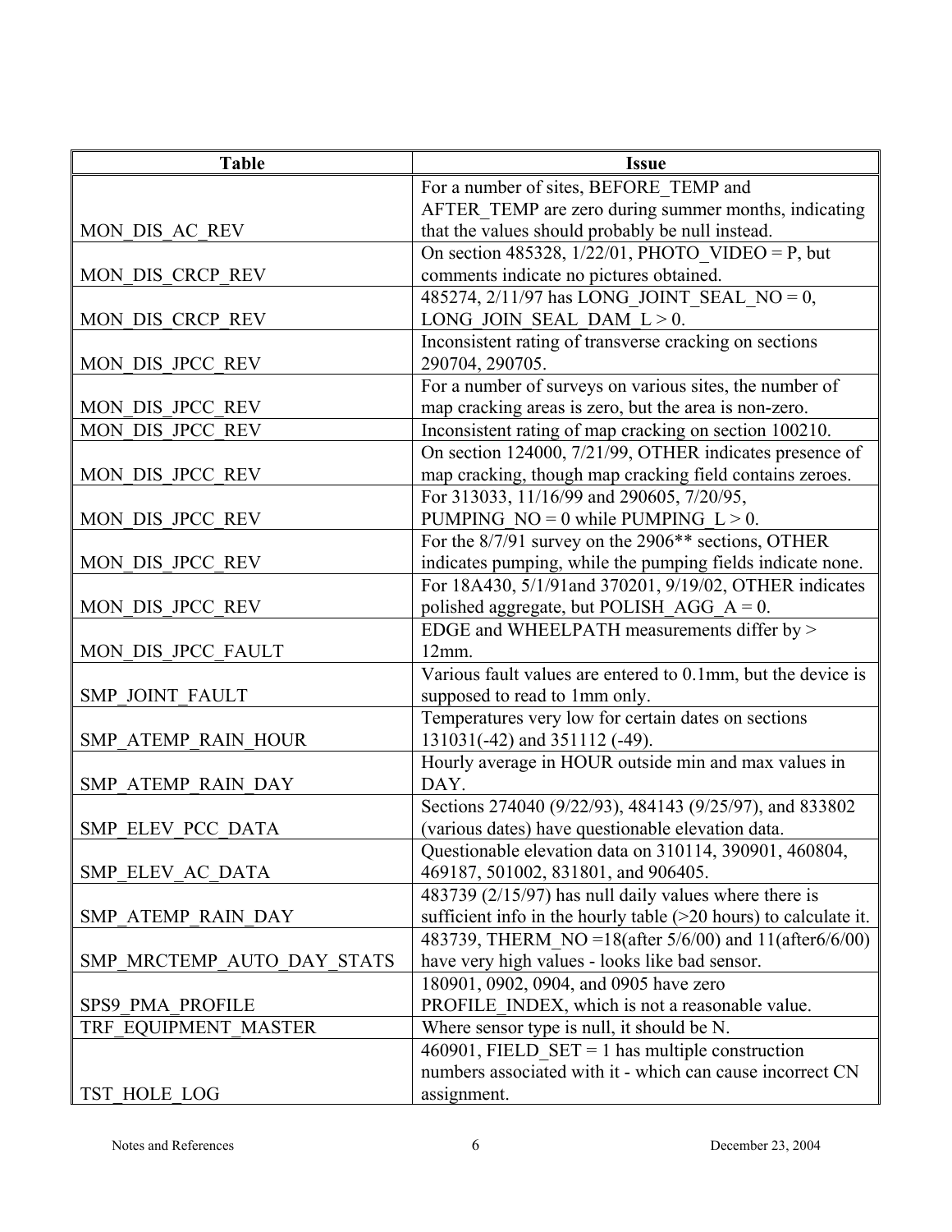| Table | Issue |
|---|---|
| MON_DIS_AC_REV | For a number of sites, BEFORE_TEMP and AFTER_TEMP are zero during summer months, indicating that the values should probably be null instead. |
| MON_DIS_CRCP_REV | On section 485328, 1/22/01, PHOTO_VIDEO = P, but comments indicate no pictures obtained. |
| MON_DIS_CRCP_REV | 485274, 2/11/97 has LONG_JOINT_SEAL_NO = 0, LONG_JOIN_SEAL_DAM_L > 0. |
| MON_DIS_JPCC_REV | Inconsistent rating of transverse cracking on sections 290704, 290705. |
| MON_DIS_JPCC_REV | For a number of surveys on various sites, the number of map cracking areas is zero, but the area is non-zero. |
| MON_DIS_JPCC_REV | Inconsistent rating of map cracking on section 100210. |
| MON_DIS_JPCC_REV | On section 124000, 7/21/99, OTHER indicates presence of map cracking, though map cracking field contains zeroes. |
| MON_DIS_JPCC_REV | For 313033, 11/16/99 and 290605, 7/20/95, PUMPING_NO = 0 while PUMPING_L > 0. |
| MON_DIS_JPCC_REV | For the 8/7/91 survey on the 2906** sections, OTHER indicates pumping, while the pumping fields indicate none. |
| MON_DIS_JPCC_REV | For 18A430, 5/1/91and 370201, 9/19/02, OTHER indicates polished aggregate, but POLISH_AGG_A = 0. |
| MON_DIS_JPCC_FAULT | EDGE and WHEELPATH measurements differ by > 12mm. |
| SMP_JOINT_FAULT | Various fault values are entered to 0.1mm, but the device is supposed to read to 1mm only. |
| SMP_ATEMP_RAIN_HOUR | Temperatures very low for certain dates on sections 131031(-42) and 351112 (-49). |
| SMP_ATEMP_RAIN_DAY | Hourly average in HOUR outside min and max values in DAY. |
| SMP_ELEV_PCC_DATA | Sections 274040 (9/22/93), 484143 (9/25/97), and 833802 (various dates) have questionable elevation data. |
| SMP_ELEV_AC_DATA | Questionable elevation data on 310114, 390901, 460804, 469187, 501002, 831801, and 906405. |
| SMP_ATEMP_RAIN_DAY | 483739 (2/15/97) has null daily values where there is sufficient info in the hourly table (>20 hours) to calculate it. |
| SMP_MRCTEMP_AUTO_DAY_STATS | 483739, THERM_NO =18(after 5/6/00) and 11(after6/6/00) have very high values - looks like bad sensor. |
| SPS9_PMA_PROFILE | 180901, 0902, 0904, and 0905 have zero PROFILE_INDEX, which is not a reasonable value. |
| TRF_EQUIPMENT_MASTER | Where sensor type is null, it should be N. |
| TST_HOLE_LOG | 460901, FIELD_SET = 1 has multiple construction numbers associated with it - which can cause incorrect CN assignment. |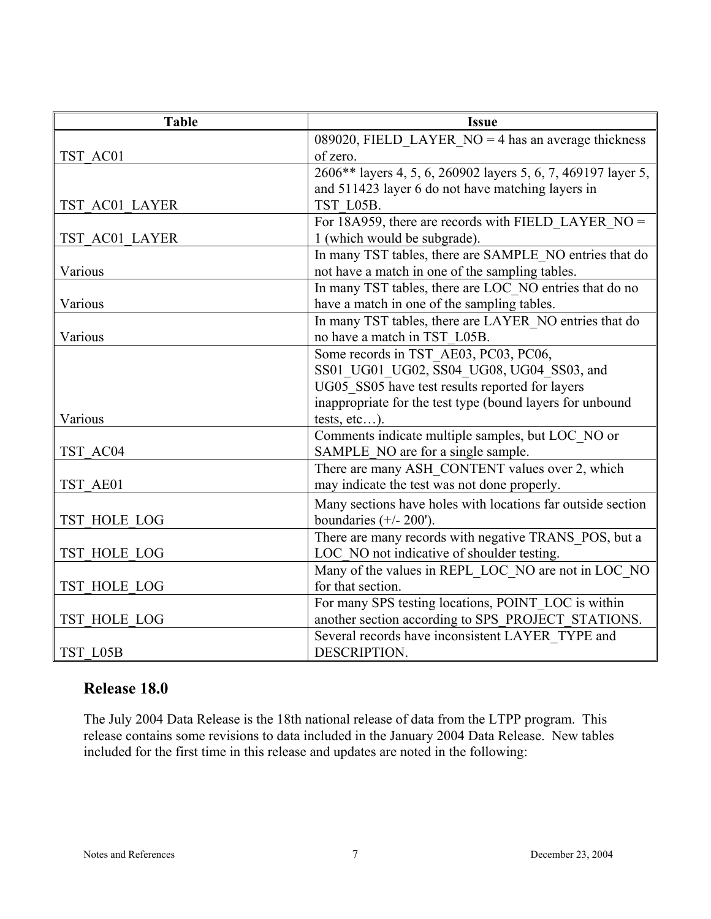| Table | Issue |
|---|---|
| TST_AC01 | 089020, FIELD_LAYER_NO = 4 has an average thickness of zero. |
| TST_AC01_LAYER | 2606** layers 4, 5, 6, 260902 layers 5, 6, 7, 469197 layer 5, and 511423 layer 6 do not have matching layers in TST_L05B. |
| TST_AC01_LAYER | For 18A959, there are records with FIELD_LAYER_NO = 1 (which would be subgrade). |
| Various | In many TST tables, there are SAMPLE_NO entries that do not have a match in one of the sampling tables. |
| Various | In many TST tables, there are LOC_NO entries that do no have a match in one of the sampling tables. |
| Various | In many TST tables, there are LAYER_NO entries that do no have a match in TST_L05B. |
| Various | Some records in TST_AE03, PC03, PC06, SS01_UG01_UG02, SS04_UG08, UG04_SS03, and UG05_SS05 have test results reported for layers inappropriate for the test type (bound layers for unbound tests, etc…). |
| TST_AC04 | Comments indicate multiple samples, but LOC_NO or SAMPLE_NO are for a single sample. |
| TST_AE01 | There are many ASH_CONTENT values over 2, which may indicate the test was not done properly. |
| TST_HOLE_LOG | Many sections have holes with locations far outside section boundaries (+/- 200'). |
| TST_HOLE_LOG | There are many records with negative TRANS_POS, but a LOC_NO not indicative of shoulder testing. |
| TST_HOLE_LOG | Many of the values in REPL_LOC_NO are not in LOC_NO for that section. |
| TST_HOLE_LOG | For many SPS testing locations, POINT_LOC is within another section according to SPS_PROJECT_STATIONS. |
| TST_L05B | Several records have inconsistent LAYER_TYPE and DESCRIPTION. |

## Release 18.0

The July 2004 Data Release is the 18th national release of data from the LTPP program. This release contains some revisions to data included in the January 2004 Data Release. New tables included for the first time in this release and updates are noted in the following: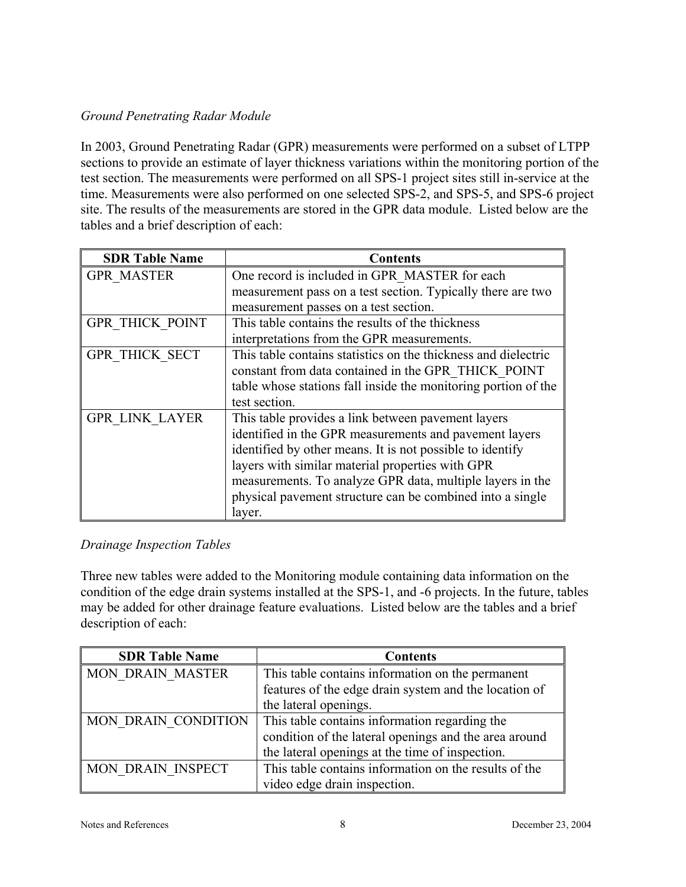*Ground Penetrating Radar Module*

In 2003, Ground Penetrating Radar (GPR) measurements were performed on a subset of LTPP sections to provide an estimate of layer thickness variations within the monitoring portion of the test section. The measurements were performed on all SPS-1 project sites still in-service at the time. Measurements were also performed on one selected SPS-2, and SPS-5, and SPS-6 project site. The results of the measurements are stored in the GPR data module. Listed below are the tables and a brief description of each:

| SDR Table Name | Contents |
|---|---|
| GPR_MASTER | One record is included in GPR_MASTER for each measurement pass on a test section. Typically there are two measurement passes on a test section. |
| GPR_THICK_POINT | This table contains the results of the thickness interpretations from the GPR measurements. |
| GPR_THICK_SECT | This table contains statistics on the thickness and dielectric constant from data contained in the GPR_THICK_POINT table whose stations fall inside the monitoring portion of the test section. |
| GPR_LINK_LAYER | This table provides a link between pavement layers identified in the GPR measurements and pavement layers identified by other means. It is not possible to identify layers with similar material properties with GPR measurements. To analyze GPR data, multiple layers in the physical pavement structure can be combined into a single layer. |

*Drainage Inspection Tables*

Three new tables were added to the Monitoring module containing data information on the condition of the edge drain systems installed at the SPS-1, and -6 projects. In the future, tables may be added for other drainage feature evaluations. Listed below are the tables and a brief description of each:

| SDR Table Name | Contents |
|---|---|
| MON_DRAIN_MASTER | This table contains information on the permanent features of the edge drain system and the location of the lateral openings. |
| MON_DRAIN_CONDITION | This table contains information regarding the condition of the lateral openings and the area around the lateral openings at the time of inspection. |
| MON_DRAIN_INSPECT | This table contains information on the results of the video edge drain inspection. |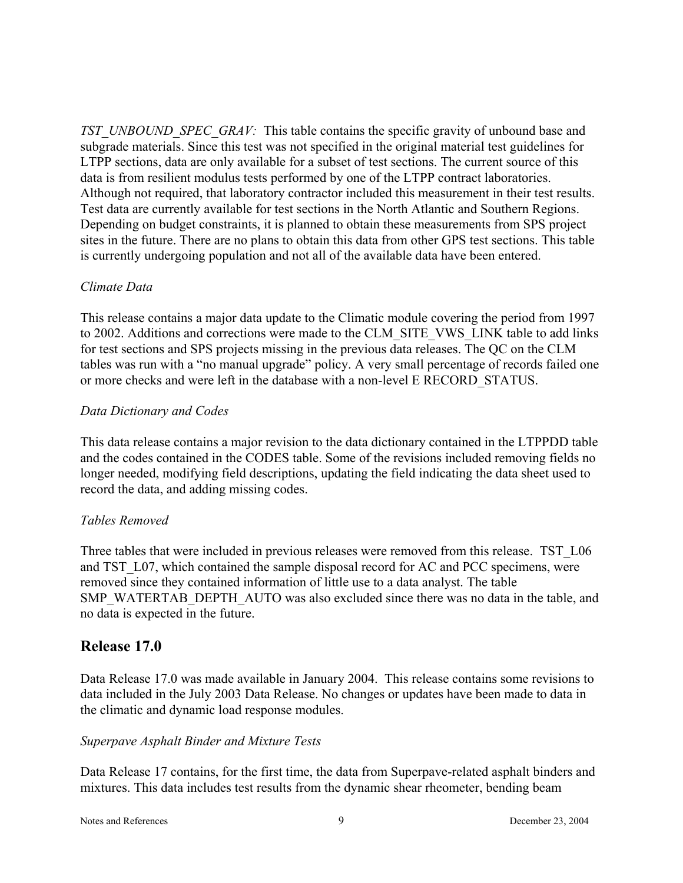*TST_UNBOUND_SPEC_GRAV:* This table contains the specific gravity of unbound base and subgrade materials. Since this test was not specified in the original material test guidelines for LTPP sections, data are only available for a subset of test sections. The current source of this data is from resilient modulus tests performed by one of the LTPP contract laboratories. Although not required, that laboratory contractor included this measurement in their test results. Test data are currently available for test sections in the North Atlantic and Southern Regions. Depending on budget constraints, it is planned to obtain these measurements from SPS project sites in the future. There are no plans to obtain this data from other GPS test sections. This table is currently undergoing population and not all of the available data have been entered.

*Climate Data*

This release contains a major data update to the Climatic module covering the period from 1997 to 2002. Additions and corrections were made to the CLM_SITE_VWS_LINK table to add links for test sections and SPS projects missing in the previous data releases. The QC on the CLM tables was run with a "no manual upgrade" policy. A very small percentage of records failed one or more checks and were left in the database with a non-level E RECORD_STATUS.

*Data Dictionary and Codes*

This data release contains a major revision to the data dictionary contained in the LTPPDD table and the codes contained in the CODES table. Some of the revisions included removing fields no longer needed, modifying field descriptions, updating the field indicating the data sheet used to record the data, and adding missing codes.

*Tables Removed*

Three tables that were included in previous releases were removed from this release. TST_L06 and TST_L07, which contained the sample disposal record for AC and PCC specimens, were removed since they contained information of little use to a data analyst. The table SMP_WATERTAB_DEPTH_AUTO was also excluded since there was no data in the table, and no data is expected in the future.

## Release 17.0

Data Release 17.0 was made available in January 2004. This release contains some revisions to data included in the July 2003 Data Release. No changes or updates have been made to data in the climatic and dynamic load response modules.

*Superpave Asphalt Binder and Mixture Tests*

Data Release 17 contains, for the first time, the data from Superpave-related asphalt binders and mixtures. This data includes test results from the dynamic shear rheometer, bending beam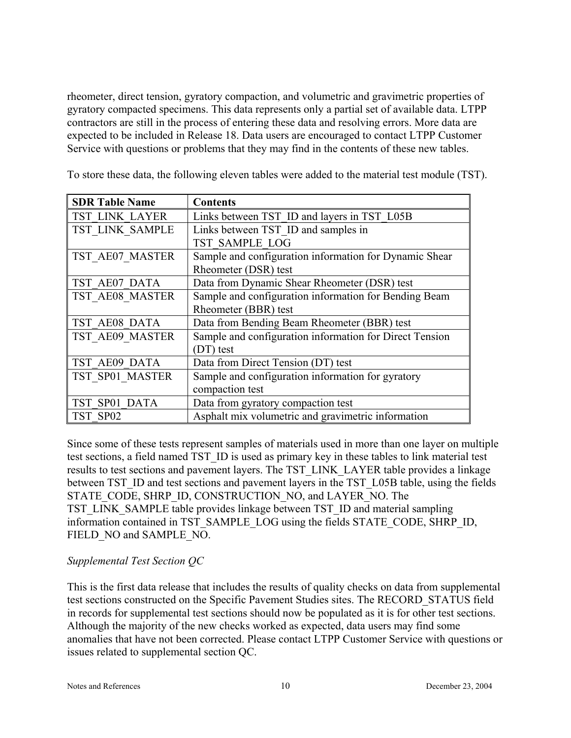rheometer, direct tension, gyratory compaction, and volumetric and gravimetric properties of gyratory compacted specimens. This data represents only a partial set of available data. LTPP contractors are still in the process of entering these data and resolving errors. More data are expected to be included in Release 18. Data users are encouraged to contact LTPP Customer Service with questions or problems that they may find in the contents of these new tables.

To store these data, the following eleven tables were added to the material test module (TST).

| SDR Table Name | Contents |
|---|---|
| TST_LINK_LAYER | Links between TST_ID and layers in TST_L05B |
| TST_LINK_SAMPLE | Links between TST_ID and samples in TST_SAMPLE_LOG |
| TST_AE07_MASTER | Sample and configuration information for Dynamic Shear Rheometer (DSR) test |
| TST_AE07_DATA | Data from Dynamic Shear Rheometer (DSR) test |
| TST_AE08_MASTER | Sample and configuration information for Bending Beam Rheometer (BBR) test |
| TST_AE08_DATA | Data from Bending Beam Rheometer (BBR) test |
| TST_AE09_MASTER | Sample and configuration information for Direct Tension (DT) test |
| TST_AE09_DATA | Data from Direct Tension (DT) test |
| TST_SP01_MASTER | Sample and configuration information for gyratory compaction test |
| TST_SP01_DATA | Data from gyratory compaction test |
| TST_SP02 | Asphalt mix volumetric and gravimetric information |

Since some of these tests represent samples of materials used in more than one layer on multiple test sections, a field named TST_ID is used as primary key in these tables to link material test results to test sections and pavement layers. The TST_LINK_LAYER table provides a linkage between TST_ID and test sections and pavement layers in the TST_L05B table, using the fields STATE_CODE, SHRP_ID, CONSTRUCTION_NO, and LAYER_NO. The TST_LINK_SAMPLE table provides linkage between TST_ID and material sampling information contained in TST_SAMPLE_LOG using the fields STATE_CODE, SHRP_ID, FIELD_NO and SAMPLE_NO.

*Supplemental Test Section QC*

This is the first data release that includes the results of quality checks on data from supplemental test sections constructed on the Specific Pavement Studies sites. The RECORD_STATUS field in records for supplemental test sections should now be populated as it is for other test sections. Although the majority of the new checks worked as expected, data users may find some anomalies that have not been corrected. Please contact LTPP Customer Service with questions or issues related to supplemental section QC.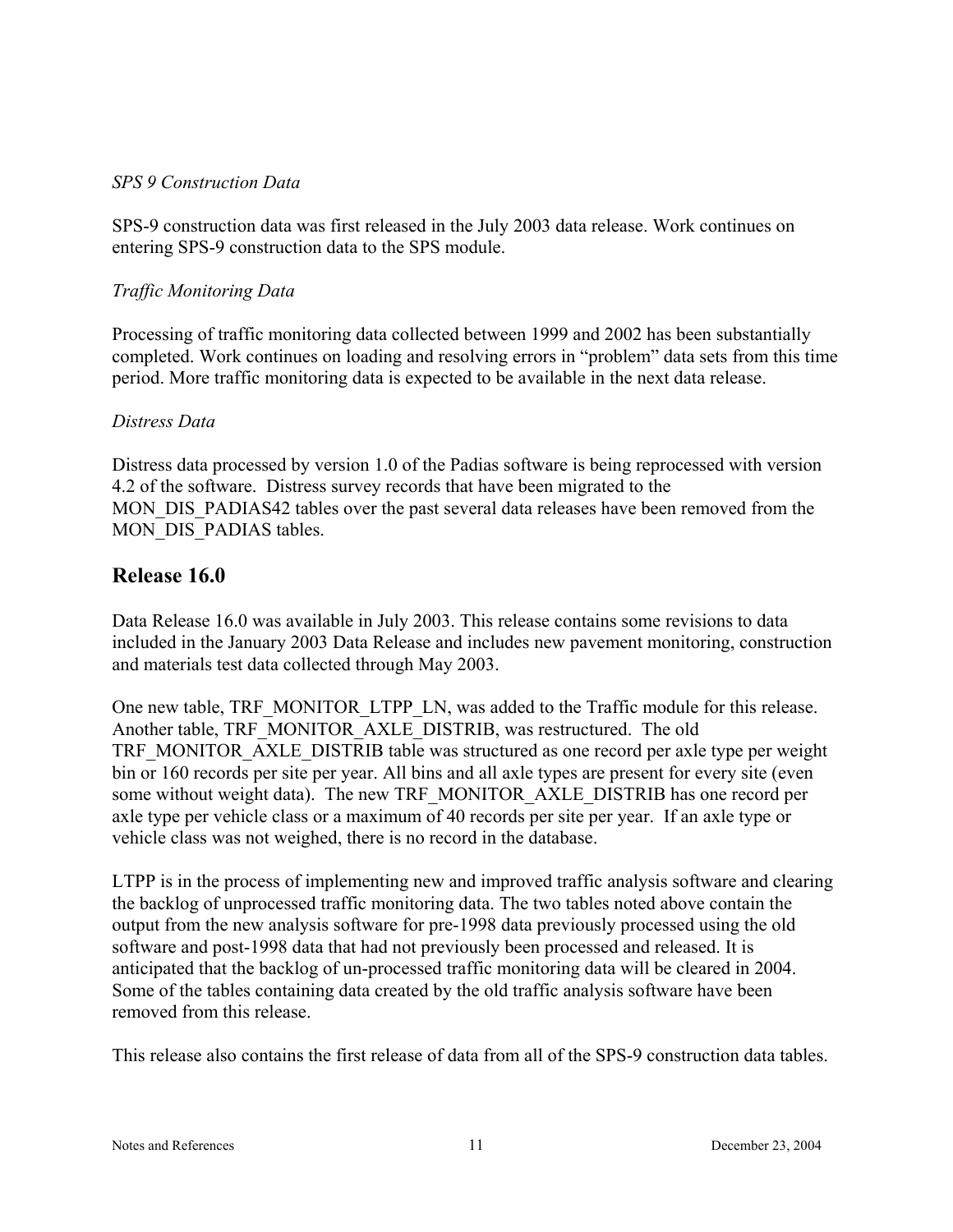*SPS 9 Construction Data*

SPS-9 construction data was first released in the July 2003 data release. Work continues on entering SPS-9 construction data to the SPS module.

*Traffic Monitoring Data*

Processing of traffic monitoring data collected between 1999 and 2002 has been substantially completed. Work continues on loading and resolving errors in "problem" data sets from this time period. More traffic monitoring data is expected to be available in the next data release.

*Distress Data*

Distress data processed by version 1.0 of the Padias software is being reprocessed with version 4.2 of the software. Distress survey records that have been migrated to the MON_DIS_PADIAS42 tables over the past several data releases have been removed from the MON_DIS_PADIAS tables.

## Release 16.0

Data Release 16.0 was available in July 2003. This release contains some revisions to data included in the January 2003 Data Release and includes new pavement monitoring, construction and materials test data collected through May 2003.

One new table, TRF_MONITOR_LTPP_LN, was added to the Traffic module for this release. Another table, TRF_MONITOR_AXLE_DISTRIB, was restructured. The old TRF_MONITOR_AXLE_DISTRIB table was structured as one record per axle type per weight bin or 160 records per site per year. All bins and all axle types are present for every site (even some without weight data). The new TRF_MONITOR_AXLE_DISTRIB has one record per axle type per vehicle class or a maximum of 40 records per site per year. If an axle type or vehicle class was not weighed, there is no record in the database.

LTPP is in the process of implementing new and improved traffic analysis software and clearing the backlog of unprocessed traffic monitoring data. The two tables noted above contain the output from the new analysis software for pre-1998 data previously processed using the old software and post-1998 data that had not previously been processed and released. It is anticipated that the backlog of un-processed traffic monitoring data will be cleared in 2004. Some of the tables containing data created by the old traffic analysis software have been removed from this release.

This release also contains the first release of data from all of the SPS-9 construction data tables.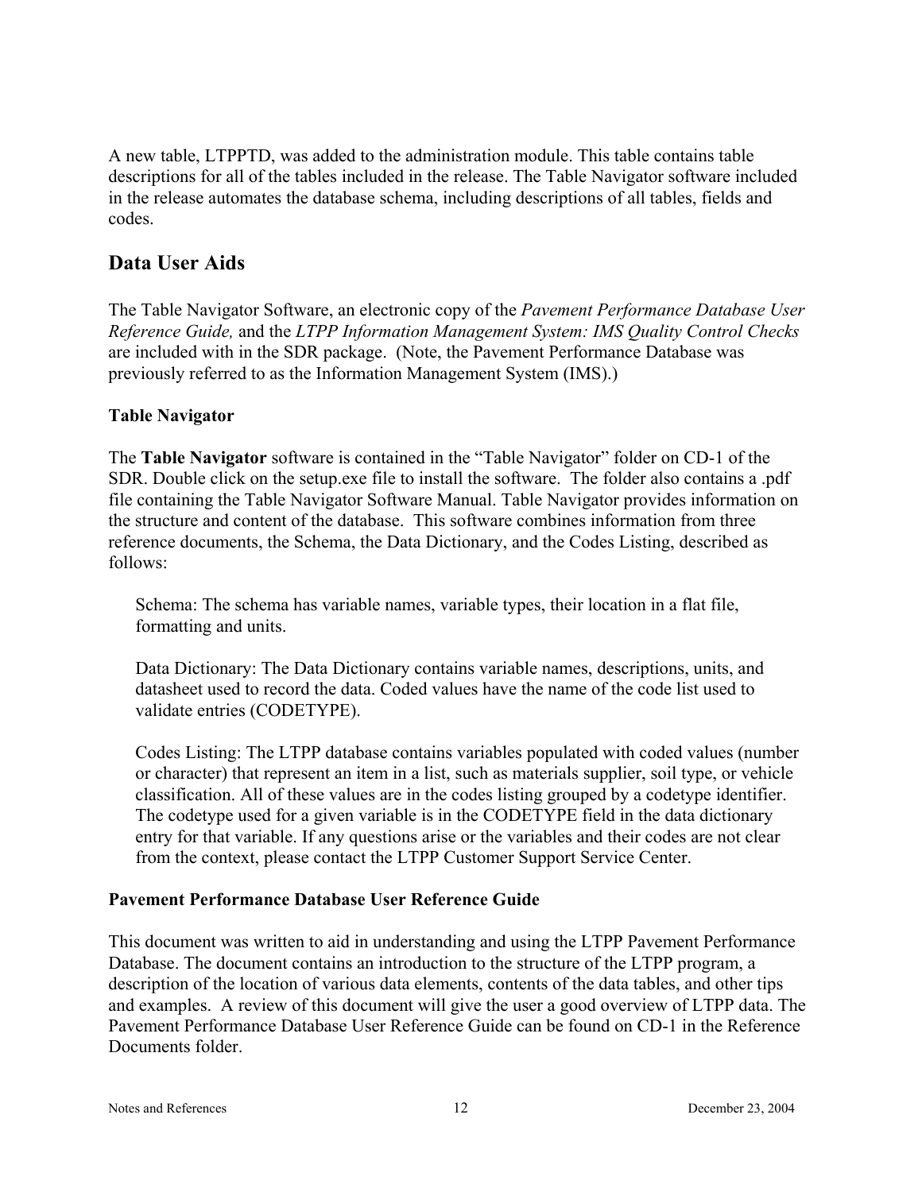A new table, LTPPTD, was added to the administration module. This table contains table descriptions for all of the tables included in the release. The Table Navigator software included in the release automates the database schema, including descriptions of all tables, fields and codes.

## Data User Aids

The Table Navigator Software, an electronic copy of the *Pavement Performance Database User Reference Guide,* and the *LTPP Information Management System: IMS Quality Control Checks* are included with in the SDR package. (Note, the Pavement Performance Database was previously referred to as the Information Management System (IMS).)

### Table Navigator

The **Table Navigator** software is contained in the "Table Navigator" folder on CD-1 of the SDR. Double click on the setup.exe file to install the software. The folder also contains a .pdf file containing the Table Navigator Software Manual. Table Navigator provides information on the structure and content of the database. This software combines information from three reference documents, the Schema, the Data Dictionary, and the Codes Listing, described as follows:

> Schema: The schema has variable names, variable types, their location in a flat file, formatting and units.
>
> Data Dictionary: The Data Dictionary contains variable names, descriptions, units, and datasheet used to record the data. Coded values have the name of the code list used to validate entries (CODETYPE).
>
> Codes Listing: The LTPP database contains variables populated with coded values (number or character) that represent an item in a list, such as materials supplier, soil type, or vehicle classification. All of these values are in the codes listing grouped by a codetype identifier. The codetype used for a given variable is in the CODETYPE field in the data dictionary entry for that variable. If any questions arise or the variables and their codes are not clear from the context, please contact the LTPP Customer Support Service Center.

### Pavement Performance Database User Reference Guide

This document was written to aid in understanding and using the LTPP Pavement Performance Database. The document contains an introduction to the structure of the LTPP program, a description of the location of various data elements, contents of the data tables, and other tips and examples. A review of this document will give the user a good overview of LTPP data. The Pavement Performance Database User Reference Guide can be found on CD-1 in the Reference Documents folder.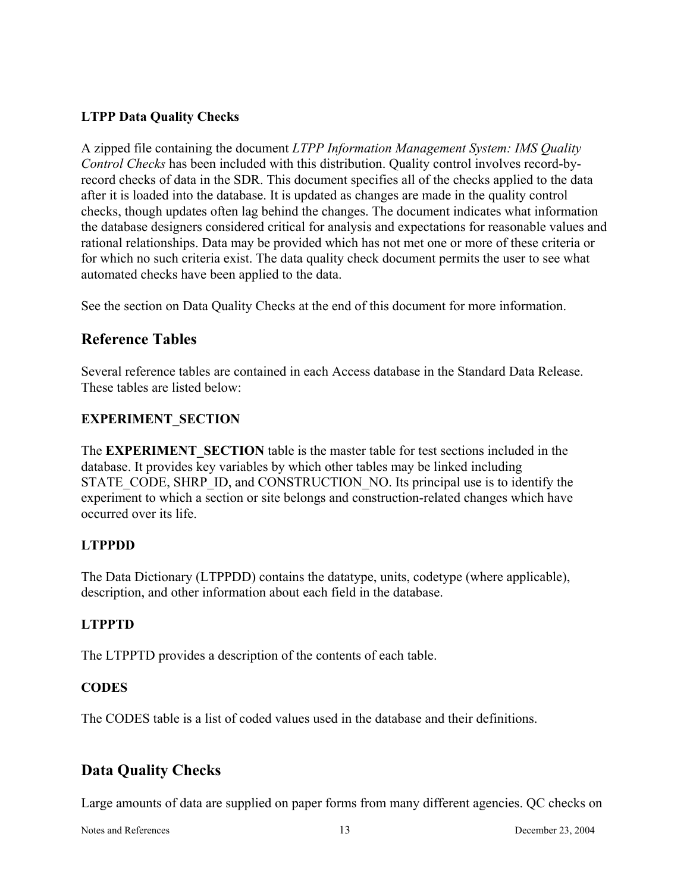### LTPP Data Quality Checks

A zipped file containing the document *LTPP Information Management System: IMS Quality Control Checks* has been included with this distribution. Quality control involves record-by-record checks of data in the SDR. This document specifies all of the checks applied to the data after it is loaded into the database. It is updated as changes are made in the quality control checks, though updates often lag behind the changes. The document indicates what information the database designers considered critical for analysis and expectations for reasonable values and rational relationships. Data may be provided which has not met one or more of these criteria or for which no such criteria exist. The data quality check document permits the user to see what automated checks have been applied to the data.

See the section on Data Quality Checks at the end of this document for more information.

## Reference Tables

Several reference tables are contained in each Access database in the Standard Data Release. These tables are listed below:

### EXPERIMENT_SECTION

The **EXPERIMENT_SECTION** table is the master table for test sections included in the database. It provides key variables by which other tables may be linked including STATE_CODE, SHRP_ID, and CONSTRUCTION_NO. Its principal use is to identify the experiment to which a section or site belongs and construction-related changes which have occurred over its life.

### LTPPDD

The Data Dictionary (LTPPDD) contains the datatype, units, codetype (where applicable), description, and other information about each field in the database.

### LTPPTD

The LTPPTD provides a description of the contents of each table.

### CODES

The CODES table is a list of coded values used in the database and their definitions.

## Data Quality Checks

Large amounts of data are supplied on paper forms from many different agencies. QC checks on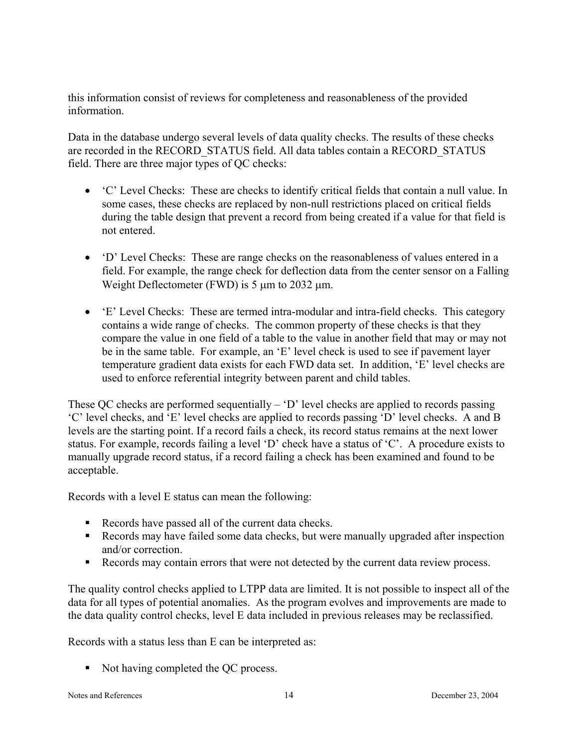this information consist of reviews for completeness and reasonableness of the provided information.

Data in the database undergo several levels of data quality checks. The results of these checks are recorded in the RECORD_STATUS field. All data tables contain a RECORD_STATUS field. There are three major types of QC checks:

- 'C' Level Checks: These are checks to identify critical fields that contain a null value. In some cases, these checks are replaced by non-null restrictions placed on critical fields during the table design that prevent a record from being created if a value for that field is not entered.

- 'D' Level Checks: These are range checks on the reasonableness of values entered in a field. For example, the range check for deflection data from the center sensor on a Falling Weight Deflectometer (FWD) is 5 μm to 2032 μm.

- 'E' Level Checks: These are termed intra-modular and intra-field checks. This category contains a wide range of checks. The common property of these checks is that they compare the value in one field of a table to the value in another field that may or may not be in the same table. For example, an 'E' level check is used to see if pavement layer temperature gradient data exists for each FWD data set. In addition, 'E' level checks are used to enforce referential integrity between parent and child tables.

These QC checks are performed sequentially – 'D' level checks are applied to records passing 'C' level checks, and 'E' level checks are applied to records passing 'D' level checks. A and B levels are the starting point. If a record fails a check, its record status remains at the next lower status. For example, records failing a level 'D' check have a status of 'C'. A procedure exists to manually upgrade record status, if a record failing a check has been examined and found to be acceptable.

Records with a level E status can mean the following:

- Records have passed all of the current data checks.
- Records may have failed some data checks, but were manually upgraded after inspection and/or correction.
- Records may contain errors that were not detected by the current data review process.

The quality control checks applied to LTPP data are limited. It is not possible to inspect all of the data for all types of potential anomalies. As the program evolves and improvements are made to the data quality control checks, level E data included in previous releases may be reclassified.

Records with a status less than E can be interpreted as:

- Not having completed the QC process.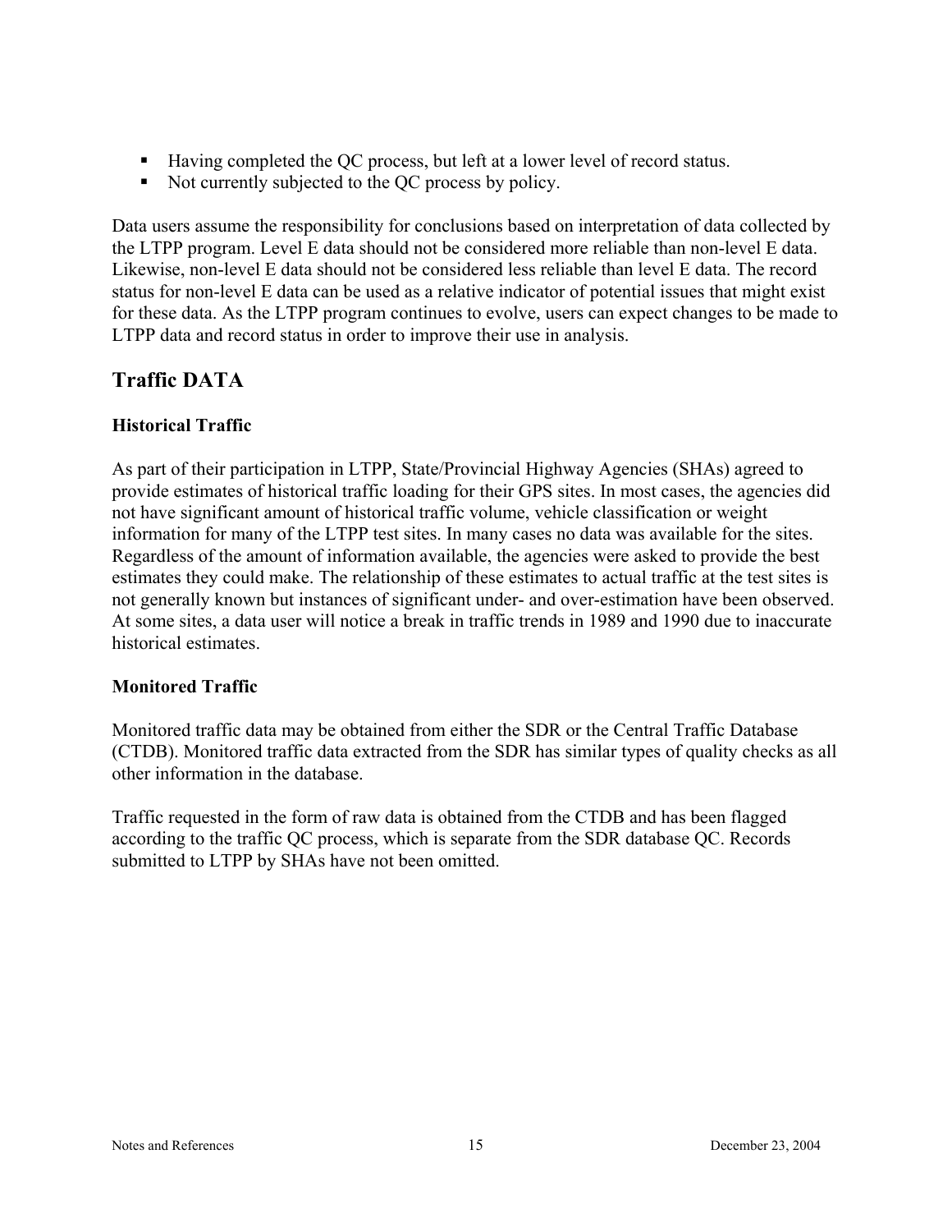- Having completed the QC process, but left at a lower level of record status.
- Not currently subjected to the QC process by policy.

Data users assume the responsibility for conclusions based on interpretation of data collected by the LTPP program. Level E data should not be considered more reliable than non-level E data. Likewise, non-level E data should not be considered less reliable than level E data. The record status for non-level E data can be used as a relative indicator of potential issues that might exist for these data. As the LTPP program continues to evolve, users can expect changes to be made to LTPP data and record status in order to improve their use in analysis.

## Traffic DATA

### Historical Traffic

As part of their participation in LTPP, State/Provincial Highway Agencies (SHAs) agreed to provide estimates of historical traffic loading for their GPS sites. In most cases, the agencies did not have significant amount of historical traffic volume, vehicle classification or weight information for many of the LTPP test sites. In many cases no data was available for the sites. Regardless of the amount of information available, the agencies were asked to provide the best estimates they could make. The relationship of these estimates to actual traffic at the test sites is not generally known but instances of significant under- and over-estimation have been observed. At some sites, a data user will notice a break in traffic trends in 1989 and 1990 due to inaccurate historical estimates.

### Monitored Traffic

Monitored traffic data may be obtained from either the SDR or the Central Traffic Database (CTDB). Monitored traffic data extracted from the SDR has similar types of quality checks as all other information in the database.

Traffic requested in the form of raw data is obtained from the CTDB and has been flagged according to the traffic QC process, which is separate from the SDR database QC. Records submitted to LTPP by SHAs have not been omitted.